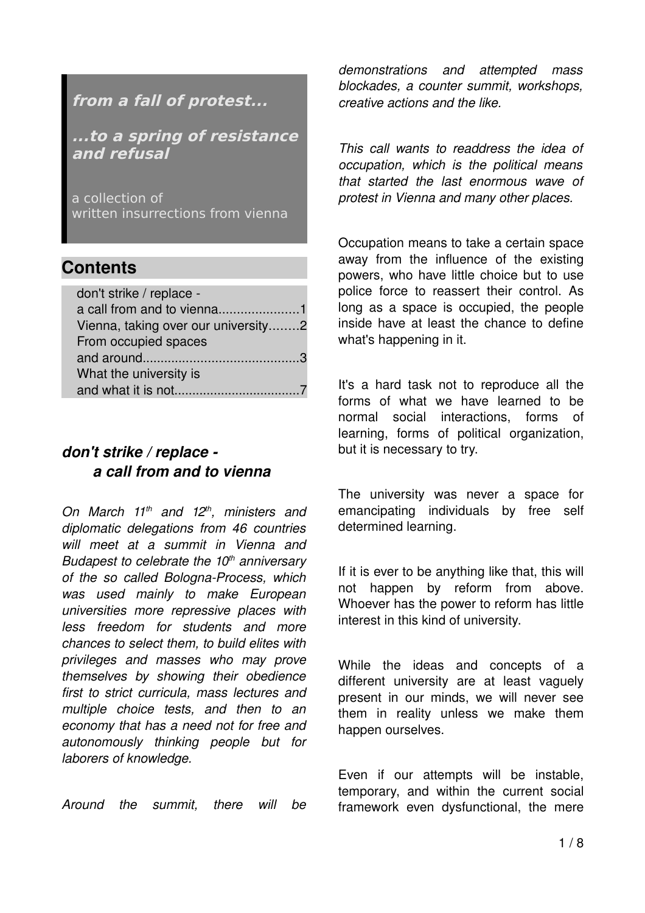***from a fall of protest...***

***...to a spring of resistance and refusal***

a collection of
written insurrections from vienna

## Contents

| | |
|---|---|
| don't strike / replace - a call from and to vienna | 1 |
| Vienna, taking over our university | 2 |
| From occupied spaces and around | 3 |
| What the university is and what it is not | 7 |

## *don't strike / replace - a call from and to vienna*

*On March 11th and 12th, ministers and diplomatic delegations from 46 countries will meet at a summit in Vienna and Budapest to celebrate the 10th anniversary of the so called Bologna-Process, which was used mainly to make European universities more repressive places with less freedom for students and more chances to select them, to build elites with privileges and masses who may prove themselves by showing their obedience first to strict curricula, mass lectures and multiple choice tests, and then to an economy that has a need not for free and autonomously thinking people but for laborers of knowledge.*

*Around the summit, there will be demonstrations and attempted mass blockades, a counter summit, workshops, creative actions and the like.*

*This call wants to readdress the idea of occupation, which is the political means that started the last enormous wave of protest in Vienna and many other places.*

Occupation means to take a certain space away from the influence of the existing powers, who have little choice but to use police force to reassert their control. As long as a space is occupied, the people inside have at least the chance to define what's happening in it.

It's a hard task not to reproduce all the forms of what we have learned to be normal social interactions, forms of learning, forms of political organization, but it is necessary to try.

The university was never a space for emancipating individuals by free self determined learning.

If it is ever to be anything like that, this will not happen by reform from above. Whoever has the power to reform has little interest in this kind of university.

While the ideas and concepts of a different university are at least vaguely present in our minds, we will never see them in reality unless we make them happen ourselves.

Even if our attempts will be instable, temporary, and within the current social framework even dysfunctional, the mere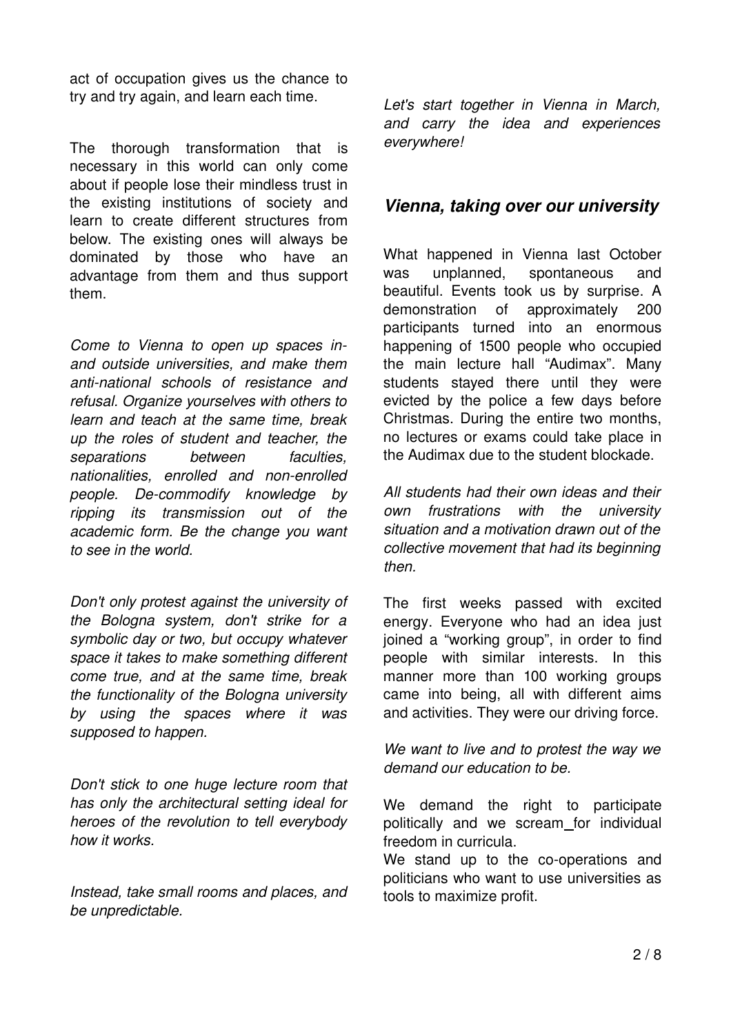act of occupation gives us the chance to try and try again, and learn each time.

The thorough transformation that is necessary in this world can only come about if people lose their mindless trust in the existing institutions of society and learn to create different structures from below. The existing ones will always be dominated by those who have an advantage from them and thus support them.

*Come to Vienna to open up spaces in- and outside universities, and make them anti-national schools of resistance and refusal. Organize yourselves with others to learn and teach at the same time, break up the roles of student and teacher, the separations between faculties, nationalities, enrolled and non-enrolled people. De-commodify knowledge by ripping its transmission out of the academic form. Be the change you want to see in the world.*

*Don't only protest against the university of the Bologna system, don't strike for a symbolic day or two, but occupy whatever space it takes to make something different come true, and at the same time, break the functionality of the Bologna university by using the spaces where it was supposed to happen.*

*Don't stick to one huge lecture room that has only the architectural setting ideal for heroes of the revolution to tell everybody how it works.*

*Instead, take small rooms and places, and be unpredictable.*

*Let's start together in Vienna in March, and carry the idea and experiences everywhere!*

## *Vienna, taking over our university*

What happened in Vienna last October was unplanned, spontaneous and beautiful. Events took us by surprise. A demonstration of approximately 200 participants turned into an enormous happening of 1500 people who occupied the main lecture hall "Audimax". Many students stayed there until they were evicted by the police a few days before Christmas. During the entire two months, no lectures or exams could take place in the Audimax due to the student blockade.

*All students had their own ideas and their own frustrations with the university situation and a motivation drawn out of the collective movement that had its beginning then.*

The first weeks passed with excited energy. Everyone who had an idea just joined a "working group", in order to find people with similar interests. In this manner more than 100 working groups came into being, all with different aims and activities. They were our driving force.

*We want to live and to protest the way we demand our education to be.*

We demand the right to participate politically and we scream for individual freedom in curricula.
We stand up to the co-operations and politicians who want to use universities as tools to maximize profit.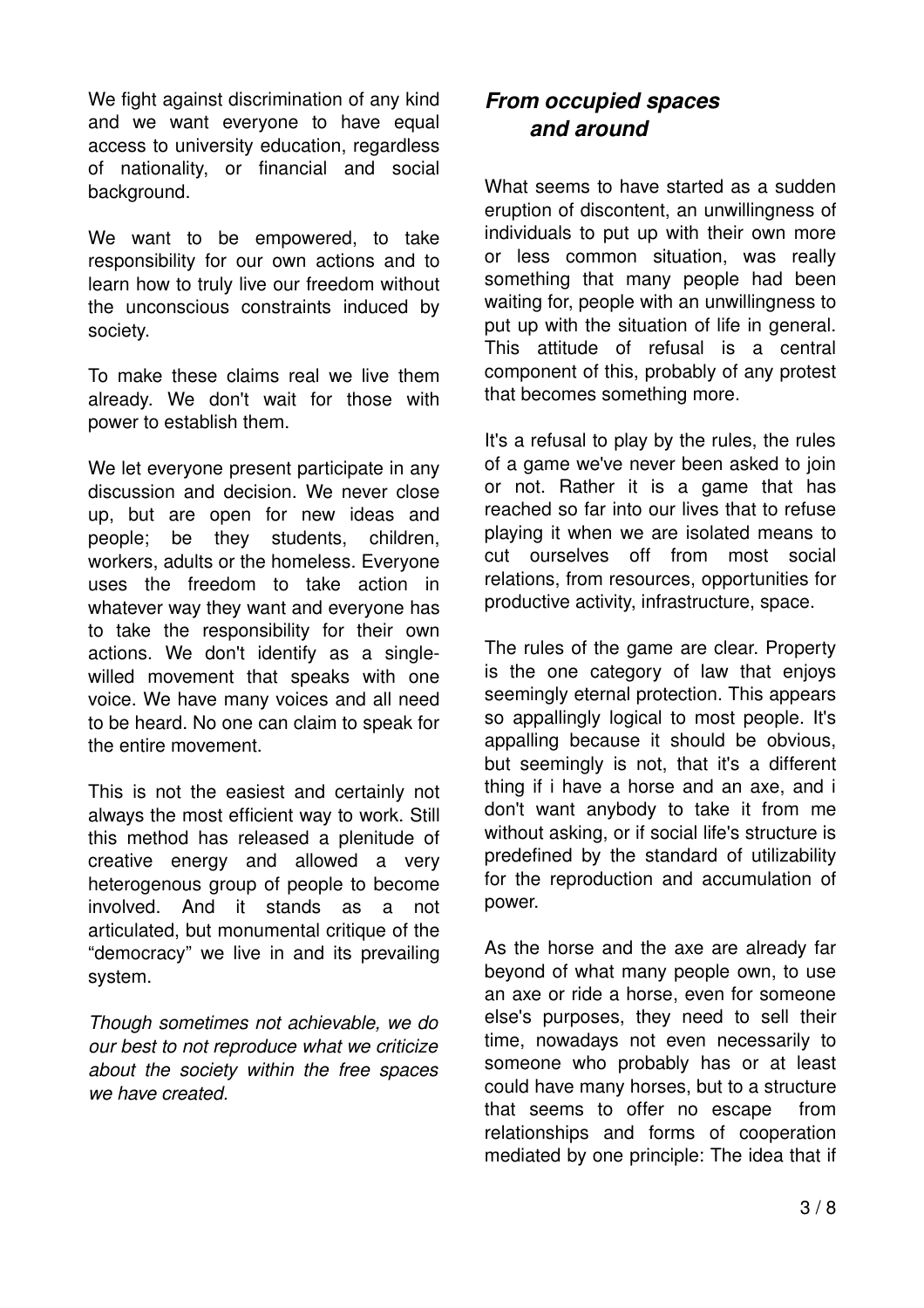We fight against discrimination of any kind and we want everyone to have equal access to university education, regardless of nationality, or financial and social background.

We want to be empowered, to take responsibility for our own actions and to learn how to truly live our freedom without the unconscious constraints induced by society.

To make these claims real we live them already. We don't wait for those with power to establish them.

We let everyone present participate in any discussion and decision. We never close up, but are open for new ideas and people; be they students, children, workers, adults or the homeless. Everyone uses the freedom to take action in whatever way they want and everyone has to take the responsibility for their own actions. We don't identify as a single-willed movement that speaks with one voice. We have many voices and all need to be heard. No one can claim to speak for the entire movement.

This is not the easiest and certainly not always the most efficient way to work. Still this method has released a plenitude of creative energy and allowed a very heterogenous group of people to become involved. And it stands as a not articulated, but monumental critique of the "democracy" we live in and its prevailing system.

*Though sometimes not achievable, we do our best to not reproduce what we criticize about the society within the free spaces we have created.*

## *From occupied spaces and around*

What seems to have started as a sudden eruption of discontent, an unwillingness of individuals to put up with their own more or less common situation, was really something that many people had been waiting for, people with an unwillingness to put up with the situation of life in general. This attitude of refusal is a central component of this, probably of any protest that becomes something more.

It's a refusal to play by the rules, the rules of a game we've never been asked to join or not. Rather it is a game that has reached so far into our lives that to refuse playing it when we are isolated means to cut ourselves off from most social relations, from resources, opportunities for productive activity, infrastructure, space.

The rules of the game are clear. Property is the one category of law that enjoys seemingly eternal protection. This appears so appallingly logical to most people. It's appalling because it should be obvious, but seemingly is not, that it's a different thing if i have a horse and an axe, and i don't want anybody to take it from me without asking, or if social life's structure is predefined by the standard of utilizability for the reproduction and accumulation of power.

As the horse and the axe are already far beyond of what many people own, to use an axe or ride a horse, even for someone else's purposes, they need to sell their time, nowadays not even necessarily to someone who probably has or at least could have many horses, but to a structure that seems to offer no escape from relationships and forms of cooperation mediated by one principle: The idea that if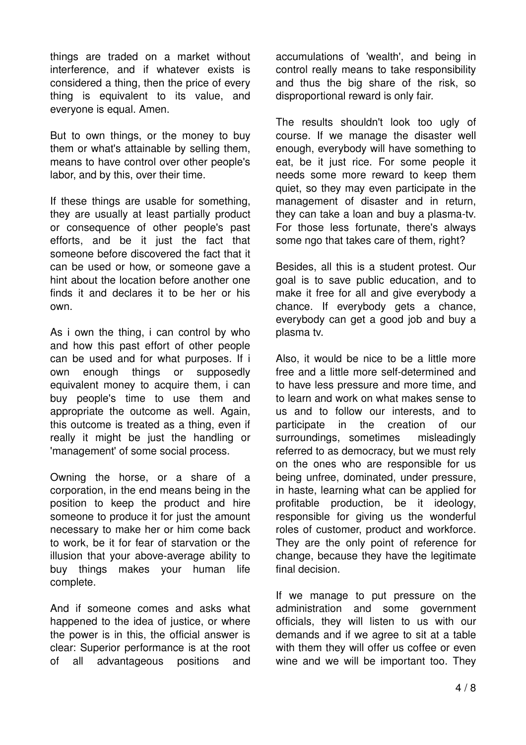things are traded on a market without interference, and if whatever exists is considered a thing, then the price of every thing is equivalent to its value, and everyone is equal. Amen.

But to own things, or the money to buy them or what's attainable by selling them, means to have control over other people's labor, and by this, over their time.

If these things are usable for something, they are usually at least partially product or consequence of other people's past efforts, and be it just the fact that someone before discovered the fact that it can be used or how, or someone gave a hint about the location before another one finds it and declares it to be her or his own.

As i own the thing, i can control by who and how this past effort of other people can be used and for what purposes. If i own enough things or supposedly equivalent money to acquire them, i can buy people's time to use them and appropriate the outcome as well. Again, this outcome is treated as a thing, even if really it might be just the handling or 'management' of some social process.

Owning the horse, or a share of a corporation, in the end means being in the position to keep the product and hire someone to produce it for just the amount necessary to make her or him come back to work, be it for fear of starvation or the illusion that your above-average ability to buy things makes your human life complete.

And if someone comes and asks what happened to the idea of justice, or where the power is in this, the official answer is clear: Superior performance is at the root of all advantageous positions and accumulations of 'wealth', and being in control really means to take responsibility and thus the big share of the risk, so disproportional reward is only fair.

The results shouldn't look too ugly of course. If we manage the disaster well enough, everybody will have something to eat, be it just rice. For some people it needs some more reward to keep them quiet, so they may even participate in the management of disaster and in return, they can take a loan and buy a plasma-tv. For those less fortunate, there's always some ngo that takes care of them, right?

Besides, all this is a student protest. Our goal is to save public education, and to make it free for all and give everybody a chance. If everybody gets a chance, everybody can get a good job and buy a plasma tv.

Also, it would be nice to be a little more free and a little more self-determined and to have less pressure and more time, and to learn and work on what makes sense to us and to follow our interests, and to participate in the creation of our surroundings, sometimes misleadingly referred to as democracy, but we must rely on the ones who are responsible for us being unfree, dominated, under pressure, in haste, learning what can be applied for profitable production, be it ideology, responsible for giving us the wonderful roles of customer, product and workforce. They are the only point of reference for change, because they have the legitimate final decision.

If we manage to put pressure on the administration and some government officials, they will listen to us with our demands and if we agree to sit at a table with them they will offer us coffee or even wine and we will be important too. They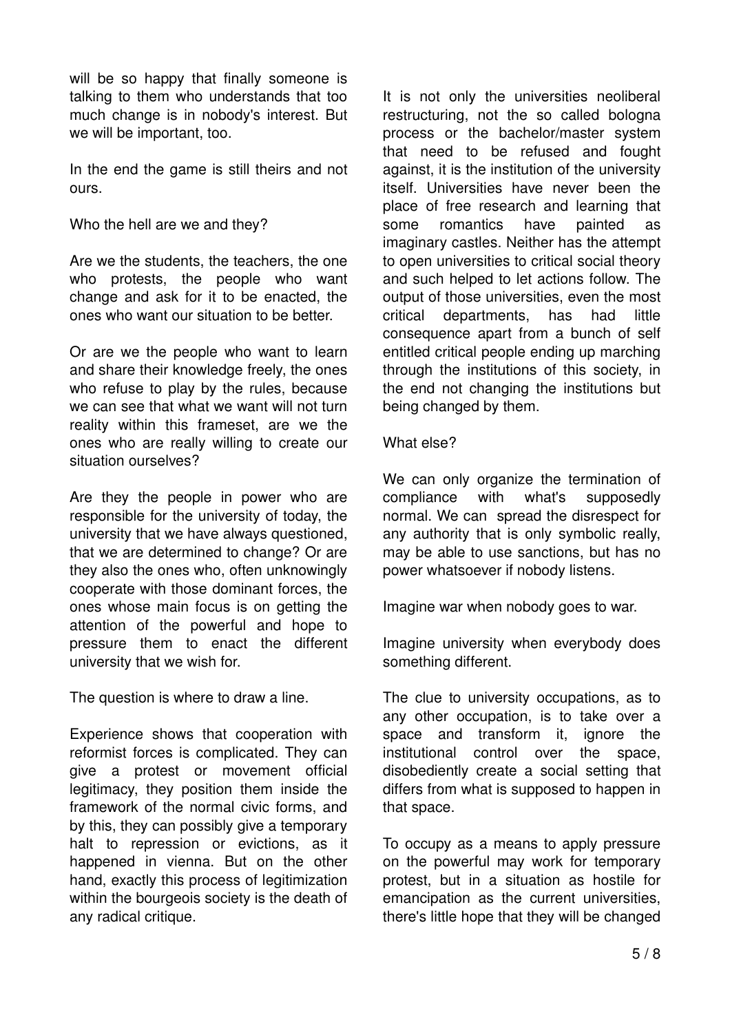will be so happy that finally someone is talking to them who understands that too much change is in nobody's interest. But we will be important, too.

In the end the game is still theirs and not ours.

Who the hell are we and they?

Are we the students, the teachers, the one who protests, the people who want change and ask for it to be enacted, the ones who want our situation to be better.

Or are we the people who want to learn and share their knowledge freely, the ones who refuse to play by the rules, because we can see that what we want will not turn reality within this frameset, are we the ones who are really willing to create our situation ourselves?

Are they the people in power who are responsible for the university of today, the university that we have always questioned, that we are determined to change? Or are they also the ones who, often unknowingly cooperate with those dominant forces, the ones whose main focus is on getting the attention of the powerful and hope to pressure them to enact the different university that we wish for.

The question is where to draw a line.

Experience shows that cooperation with reformist forces is complicated. They can give a protest or movement official legitimacy, they position them inside the framework of the normal civic forms, and by this, they can possibly give a temporary halt to repression or evictions, as it happened in vienna. But on the other hand, exactly this process of legitimization within the bourgeois society is the death of any radical critique.

It is not only the universities neoliberal restructuring, not the so called bologna process or the bachelor/master system that need to be refused and fought against, it is the institution of the university itself. Universities have never been the place of free research and learning that some romantics have painted as imaginary castles. Neither has the attempt to open universities to critical social theory and such helped to let actions follow. The output of those universities, even the most critical departments, has had little consequence apart from a bunch of self entitled critical people ending up marching through the institutions of this society, in the end not changing the institutions but being changed by them.

What else?

We can only organize the termination of compliance with what's supposedly normal. We can spread the disrespect for any authority that is only symbolic really, may be able to use sanctions, but has no power whatsoever if nobody listens.

Imagine war when nobody goes to war.

Imagine university when everybody does something different.

The clue to university occupations, as to any other occupation, is to take over a space and transform it, ignore the institutional control over the space, disobediently create a social setting that differs from what is supposed to happen in that space.

To occupy as a means to apply pressure on the powerful may work for temporary protest, but in a situation as hostile for emancipation as the current universities, there's little hope that they will be changed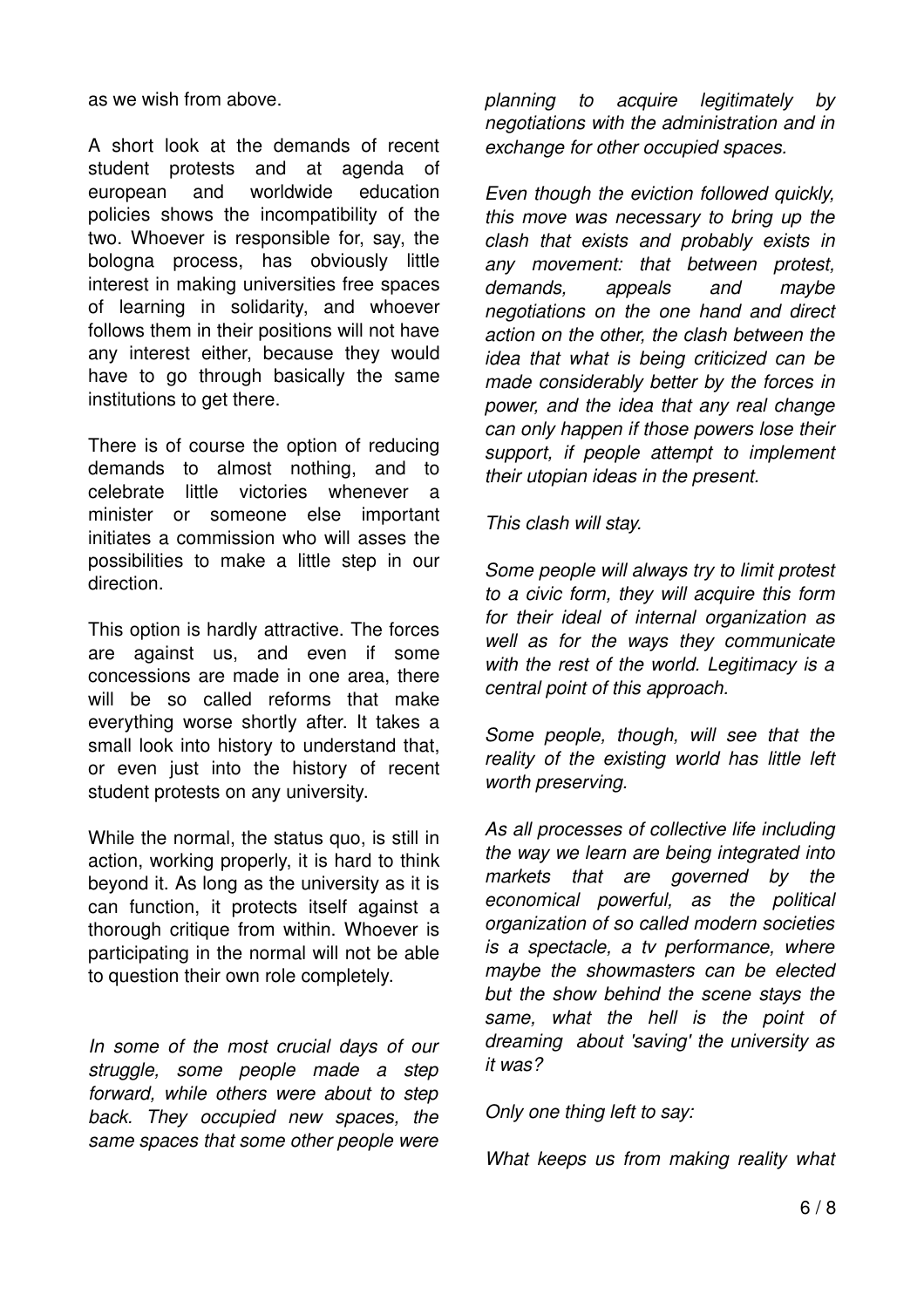as we wish from above.

A short look at the demands of recent student protests and at agenda of european and worldwide education policies shows the incompatibility of the two. Whoever is responsible for, say, the bologna process, has obviously little interest in making universities free spaces of learning in solidarity, and whoever follows them in their positions will not have any interest either, because they would have to go through basically the same institutions to get there.

There is of course the option of reducing demands to almost nothing, and to celebrate little victories whenever a minister or someone else important initiates a commission who will asses the possibilities to make a little step in our direction.

This option is hardly attractive. The forces are against us, and even if some concessions are made in one area, there will be so called reforms that make everything worse shortly after. It takes a small look into history to understand that, or even just into the history of recent student protests on any university.

While the normal, the status quo, is still in action, working properly, it is hard to think beyond it. As long as the university as it is can function, it protects itself against a thorough critique from within. Whoever is participating in the normal will not be able to question their own role completely.

*In some of the most crucial days of our struggle, some people made a step forward, while others were about to step back. They occupied new spaces, the same spaces that some other people were planning to acquire legitimately by negotiations with the administration and in exchange for other occupied spaces.*

*Even though the eviction followed quickly, this move was necessary to bring up the clash that exists and probably exists in any movement: that between protest, demands, appeals and maybe negotiations on the one hand and direct action on the other, the clash between the idea that what is being criticized can be made considerably better by the forces in power, and the idea that any real change can only happen if those powers lose their support, if people attempt to implement their utopian ideas in the present.*

*This clash will stay.*

*Some people will always try to limit protest to a civic form, they will acquire this form for their ideal of internal organization as well as for the ways they communicate with the rest of the world. Legitimacy is a central point of this approach.*

*Some people, though, will see that the reality of the existing world has little left worth preserving.*

*As all processes of collective life including the way we learn are being integrated into markets that are governed by the economical powerful, as the political organization of so called modern societies is a spectacle, a tv performance, where maybe the showmasters can be elected but the show behind the scene stays the same, what the hell is the point of dreaming about 'saving' the university as it was?*

*Only one thing left to say:*

*What keeps us from making reality what*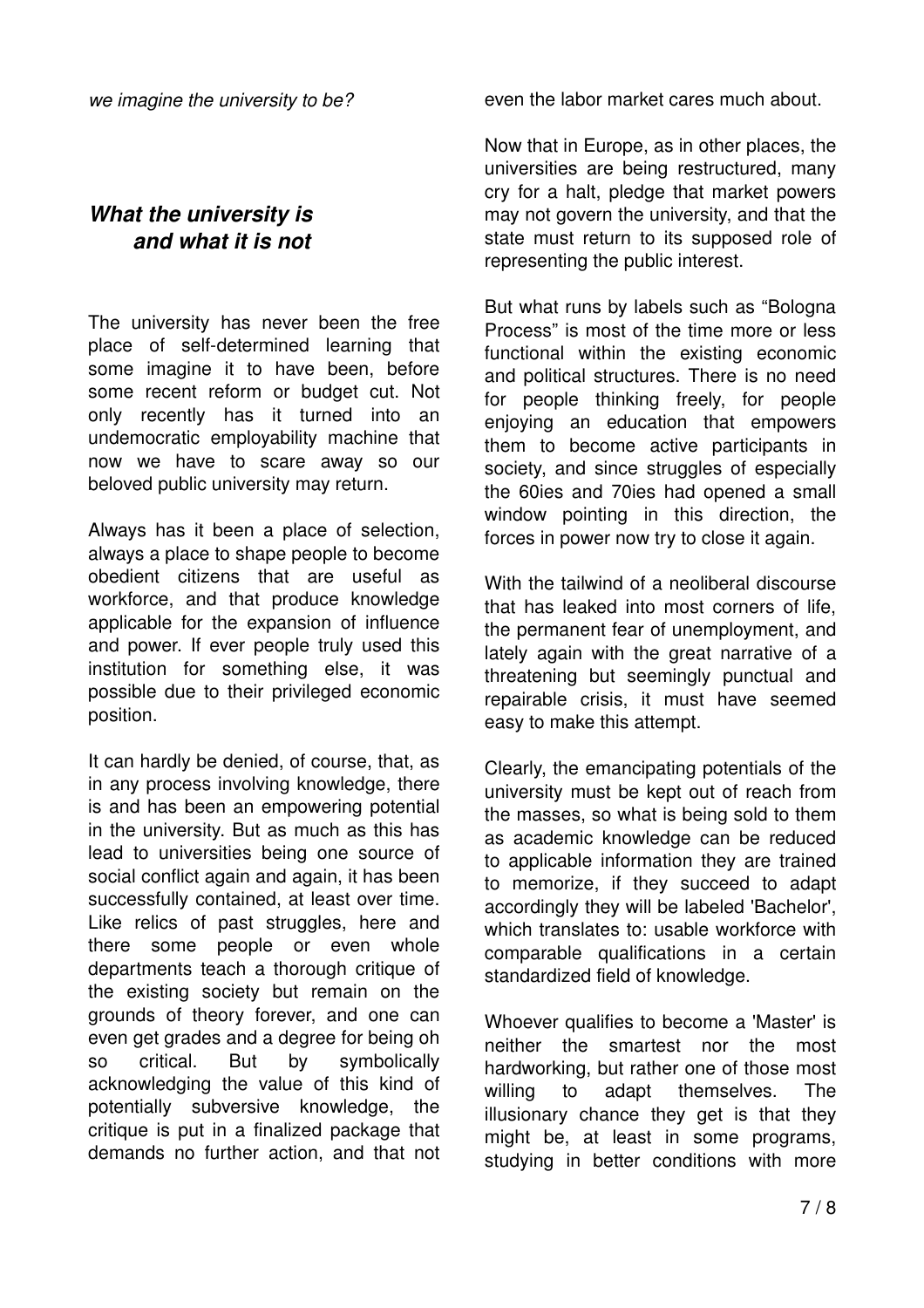*we imagine the university to be?*

## *What the university is and what it is not*

The university has never been the free place of self-determined learning that some imagine it to have been, before some recent reform or budget cut. Not only recently has it turned into an undemocratic employability machine that now we have to scare away so our beloved public university may return.

Always has it been a place of selection, always a place to shape people to become obedient citizens that are useful as workforce, and that produce knowledge applicable for the expansion of influence and power. If ever people truly used this institution for something else, it was possible due to their privileged economic position.

It can hardly be denied, of course, that, as in any process involving knowledge, there is and has been an empowering potential in the university. But as much as this has lead to universities being one source of social conflict again and again, it has been successfully contained, at least over time. Like relics of past struggles, here and there some people or even whole departments teach a thorough critique of the existing society but remain on the grounds of theory forever, and one can even get grades and a degree for being oh so critical. But by symbolically acknowledging the value of this kind of potentially subversive knowledge, the critique is put in a finalized package that demands no further action, and that not even the labor market cares much about.

Now that in Europe, as in other places, the universities are being restructured, many cry for a halt, pledge that market powers may not govern the university, and that the state must return to its supposed role of representing the public interest.

But what runs by labels such as "Bologna Process" is most of the time more or less functional within the existing economic and political structures. There is no need for people thinking freely, for people enjoying an education that empowers them to become active participants in society, and since struggles of especially the 60ies and 70ies had opened a small window pointing in this direction, the forces in power now try to close it again.

With the tailwind of a neoliberal discourse that has leaked into most corners of life, the permanent fear of unemployment, and lately again with the great narrative of a threatening but seemingly punctual and repairable crisis, it must have seemed easy to make this attempt.

Clearly, the emancipating potentials of the university must be kept out of reach from the masses, so what is being sold to them as academic knowledge can be reduced to applicable information they are trained to memorize, if they succeed to adapt accordingly they will be labeled 'Bachelor', which translates to: usable workforce with comparable qualifications in a certain standardized field of knowledge.

Whoever qualifies to become a 'Master' is neither the smartest nor the most hardworking, but rather one of those most willing to adapt themselves. The illusionary chance they get is that they might be, at least in some programs, studying in better conditions with more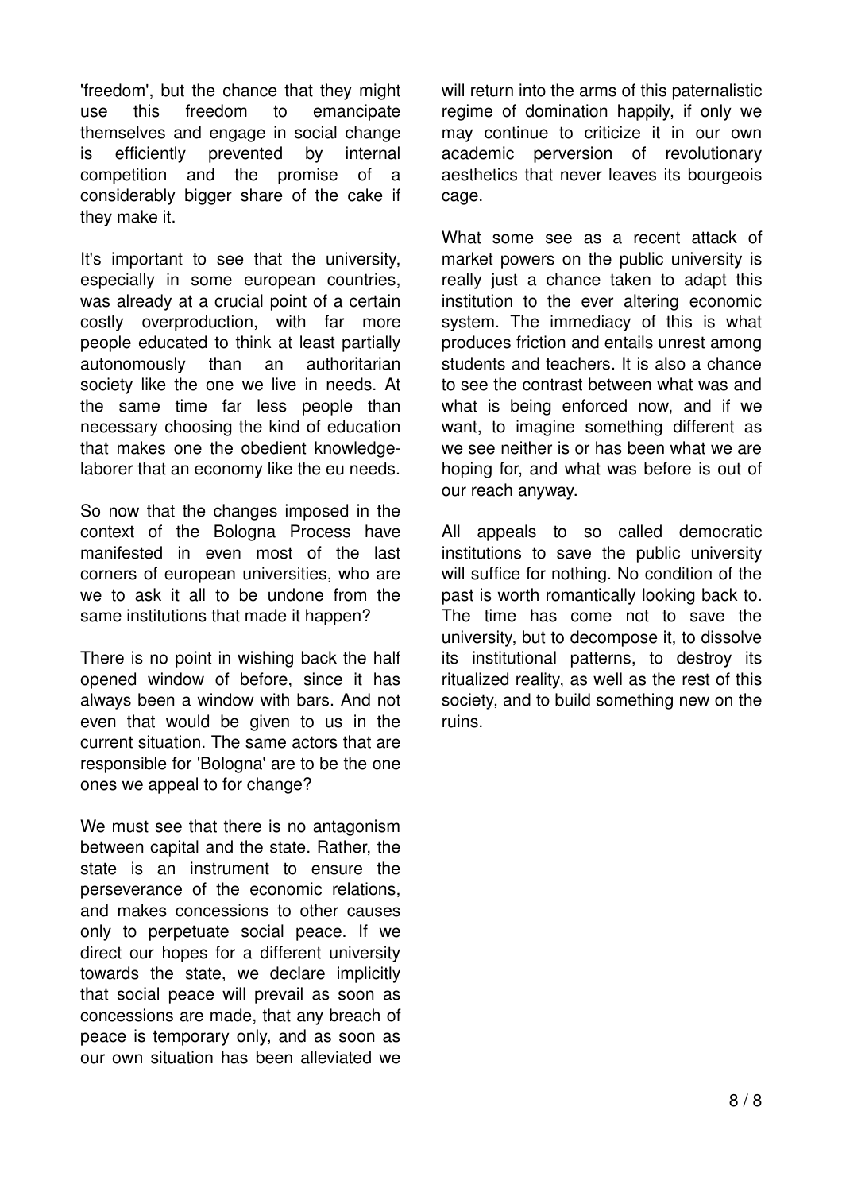'freedom', but the chance that they might use this freedom to emancipate themselves and engage in social change is efficiently prevented by internal competition and the promise of a considerably bigger share of the cake if they make it.

It's important to see that the university, especially in some european countries, was already at a crucial point of a certain costly overproduction, with far more people educated to think at least partially autonomously than an authoritarian society like the one we live in needs. At the same time far less people than necessary choosing the kind of education that makes one the obedient knowledge-laborer that an economy like the eu needs.

So now that the changes imposed in the context of the Bologna Process have manifested in even most of the last corners of european universities, who are we to ask it all to be undone from the same institutions that made it happen?

There is no point in wishing back the half opened window of before, since it has always been a window with bars. And not even that would be given to us in the current situation. The same actors that are responsible for 'Bologna' are to be the one ones we appeal to for change?

We must see that there is no antagonism between capital and the state. Rather, the state is an instrument to ensure the perseverance of the economic relations, and makes concessions to other causes only to perpetuate social peace. If we direct our hopes for a different university towards the state, we declare implicitly that social peace will prevail as soon as concessions are made, that any breach of peace is temporary only, and as soon as our own situation has been alleviated we will return into the arms of this paternalistic regime of domination happily, if only we may continue to criticize it in our own academic perversion of revolutionary aesthetics that never leaves its bourgeois cage.

What some see as a recent attack of market powers on the public university is really just a chance taken to adapt this institution to the ever altering economic system. The immediacy of this is what produces friction and entails unrest among students and teachers. It is also a chance to see the contrast between what was and what is being enforced now, and if we want, to imagine something different as we see neither is or has been what we are hoping for, and what was before is out of our reach anyway.

All appeals to so called democratic institutions to save the public university will suffice for nothing. No condition of the past is worth romantically looking back to. The time has come not to save the university, but to decompose it, to dissolve its institutional patterns, to destroy its ritualized reality, as well as the rest of this society, and to build something new on the ruins.